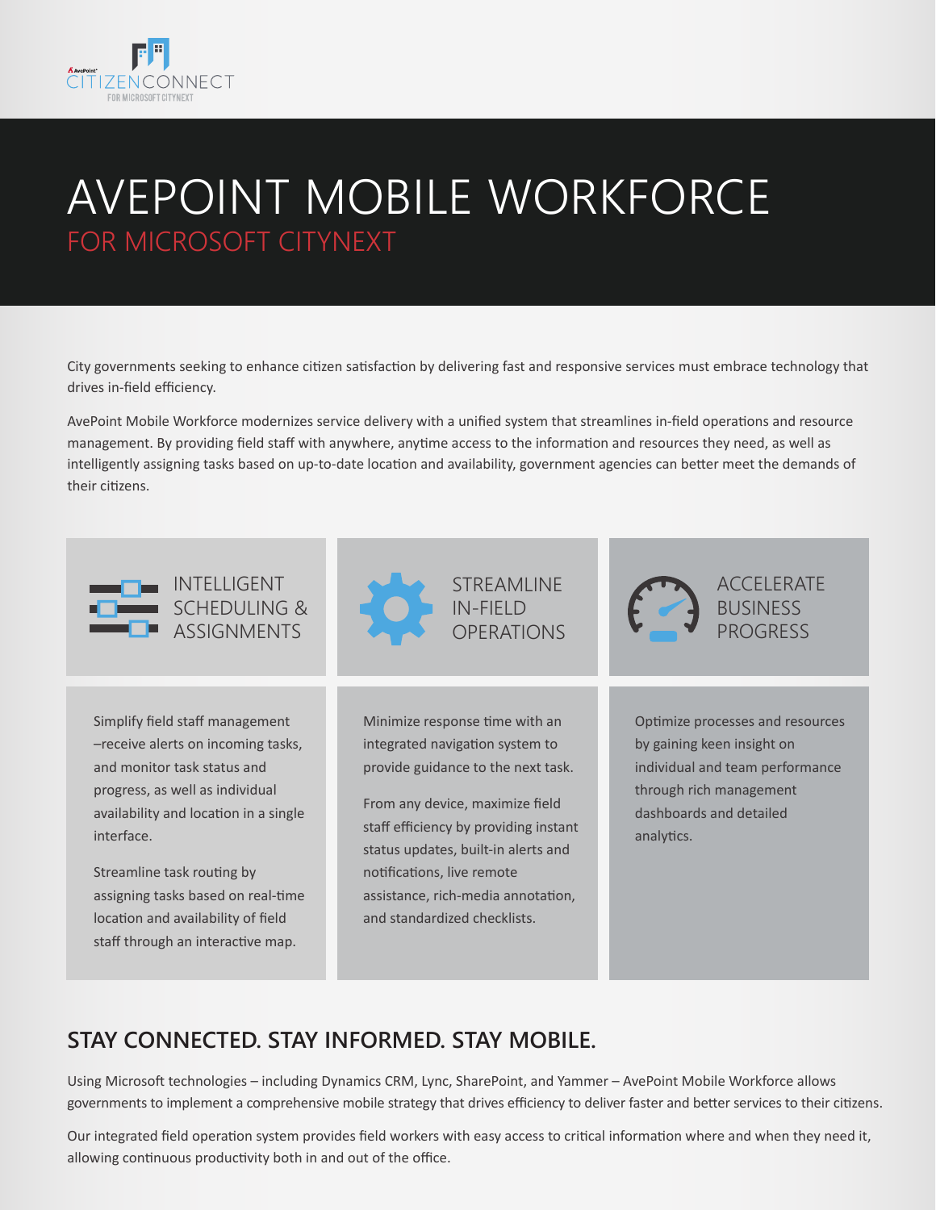AvePoint CITIZENCONNECT FOR MICROSOFT CITYNEXT

# AVEPOINT MOBILE WORKFORCE

## FOR MICROSOFT CITYNEXT

City governments seeking to enhance citizen satisfaction by delivering fast and responsive services must embrace technology that drives in-field efficiency.

AvePoint Mobile Workforce modernizes service delivery with a unified system that streamlines in-field operations and resource management. By providing field staff with anywhere, anytime access to the information and resources they need, as well as intelligently assigning tasks based on up-to-date location and availability, government agencies can better meet the demands of their citizens.

### INTELLIGENT SCHEDULING & ASSIGNMENTS

Simplify field staff management –receive alerts on incoming tasks, and monitor task status and progress, as well as individual availability and location in a single interface.

Streamline task routing by assigning tasks based on real-time location and availability of field staff through an interactive map.

### STREAMLINE IN-FIELD OPERATIONS

Minimize response time with an integrated navigation system to provide guidance to the next task.

From any device, maximize field staff efficiency by providing instant status updates, built-in alerts and notifications, live remote assistance, rich-media annotation, and standardized checklists.

### ACCELERATE BUSINESS PROGRESS

Optimize processes and resources by gaining keen insight on individual and team performance through rich management dashboards and detailed analytics.

## STAY CONNECTED. STAY INFORMED. STAY MOBILE.

Using Microsoft technologies – including Dynamics CRM, Lync, SharePoint, and Yammer – AvePoint Mobile Workforce allows governments to implement a comprehensive mobile strategy that drives efficiency to deliver faster and better services to their citizens.

Our integrated field operation system provides field workers with easy access to critical information where and when they need it, allowing continuous productivity both in and out of the office.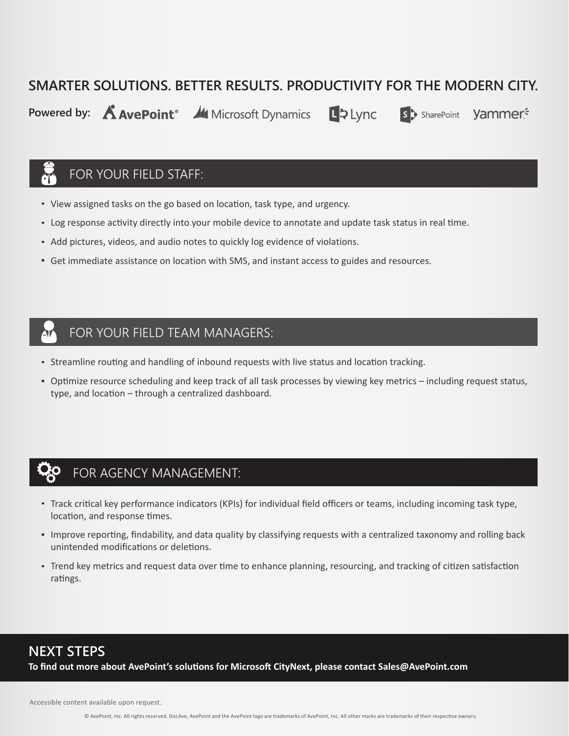## SMARTER SOLUTIONS. BETTER RESULTS. PRODUCTIVITY FOR THE MODERN CITY.

**Powered by:** AvePoint® Microsoft Dynamics Lync SharePoint yammer

### FOR YOUR FIELD STAFF:

- View assigned tasks on the go based on location, task type, and urgency.
- Log response activity directly into your mobile device to annotate and update task status in real time.
- Add pictures, videos, and audio notes to quickly log evidence of violations.
- Get immediate assistance on location with SMS, and instant access to guides and resources.

### FOR YOUR FIELD TEAM MANAGERS:

- Streamline routing and handling of inbound requests with live status and location tracking.
- Optimize resource scheduling and keep track of all task processes by viewing key metrics – including request status, type, and location – through a centralized dashboard.

### FOR AGENCY MANAGEMENT:

- Track critical key performance indicators (KPIs) for individual field officers or teams, including incoming task type, location, and response times.
- Improve reporting, findability, and data quality by classifying requests with a centralized taxonomy and rolling back unintended modifications or deletions.
- Trend key metrics and request data over time to enhance planning, resourcing, and tracking of citizen satisfaction ratings.

## NEXT STEPS

**To find out more about AvePoint's solutions for Microsoft CityNext, please contact Sales@AvePoint.com**

Accessible content available upon request.

© AvePoint, Inc. All rights reserved. DocAve, AvePoint and the AvePoint logo are trademarks of AvePoint, Inc. All other marks are trademarks of their respective owners.